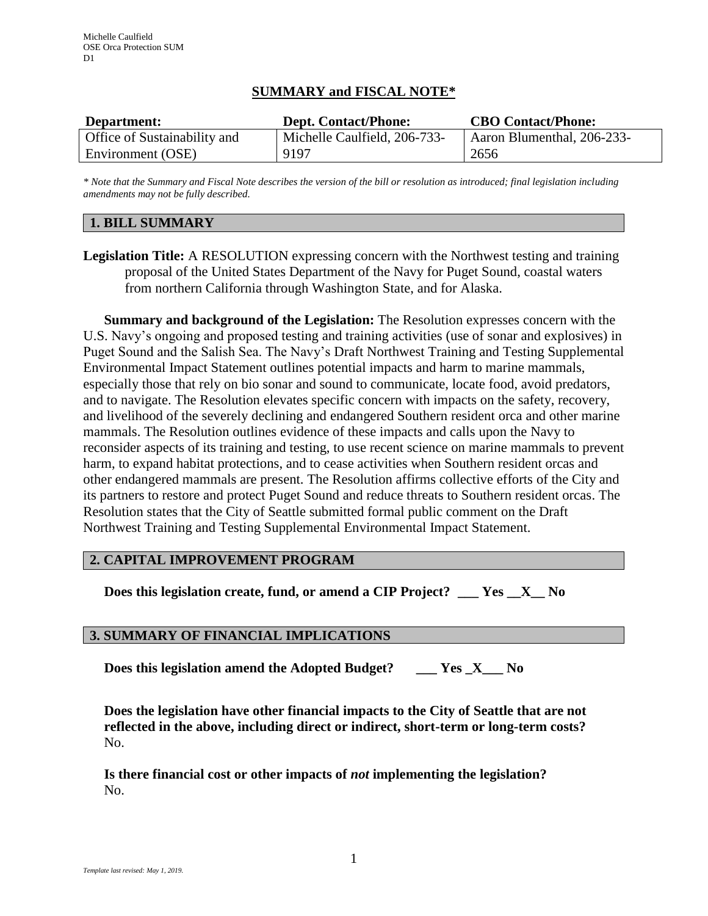Michelle Caulfield
OSE Orca Protection SUM
D1

# SUMMARY and FISCAL NOTE*

| Department: | Dept. Contact/Phone: | CBO Contact/Phone: |
|---|---|---|
| Office of Sustainability and Environment (OSE) | Michelle Caulfield, 206-733-9197 | Aaron Blumenthal, 206-233-2656 |

*\* Note that the Summary and Fiscal Note describes the version of the bill or resolution as introduced; final legislation including amendments may not be fully described.*

## 1. BILL SUMMARY

**Legislation Title:** A RESOLUTION expressing concern with the Northwest testing and training proposal of the United States Department of the Navy for Puget Sound, coastal waters from northern California through Washington State, and for Alaska.

**Summary and background of the Legislation:** The Resolution expresses concern with the U.S. Navy's ongoing and proposed testing and training activities (use of sonar and explosives) in Puget Sound and the Salish Sea. The Navy's Draft Northwest Training and Testing Supplemental Environmental Impact Statement outlines potential impacts and harm to marine mammals, especially those that rely on bio sonar and sound to communicate, locate food, avoid predators, and to navigate. The Resolution elevates specific concern with impacts on the safety, recovery, and livelihood of the severely declining and endangered Southern resident orca and other marine mammals. The Resolution outlines evidence of these impacts and calls upon the Navy to reconsider aspects of its training and testing, to use recent science on marine mammals to prevent harm, to expand habitat protections, and to cease activities when Southern resident orcas and other endangered mammals are present. The Resolution affirms collective efforts of the City and its partners to restore and protect Puget Sound and reduce threats to Southern resident orcas. The Resolution states that the City of Seattle submitted formal public comment on the Draft Northwest Training and Testing Supplemental Environmental Impact Statement.

## 2. CAPITAL IMPROVEMENT PROGRAM

**Does this legislation create, fund, or amend a CIP Project? \_\_\_ Yes \_\_X\_\_ No**

## 3. SUMMARY OF FINANCIAL IMPLICATIONS

**Does this legislation amend the Adopted Budget? \_\_\_ Yes \_X\_\_\_ No**

**Does the legislation have other financial impacts to the City of Seattle that are not reflected in the above, including direct or indirect, short-term or long-term costs?**
No.

**Is there financial cost or other impacts of *not* implementing the legislation?**
No.

*Template last revised: May 1, 2019.*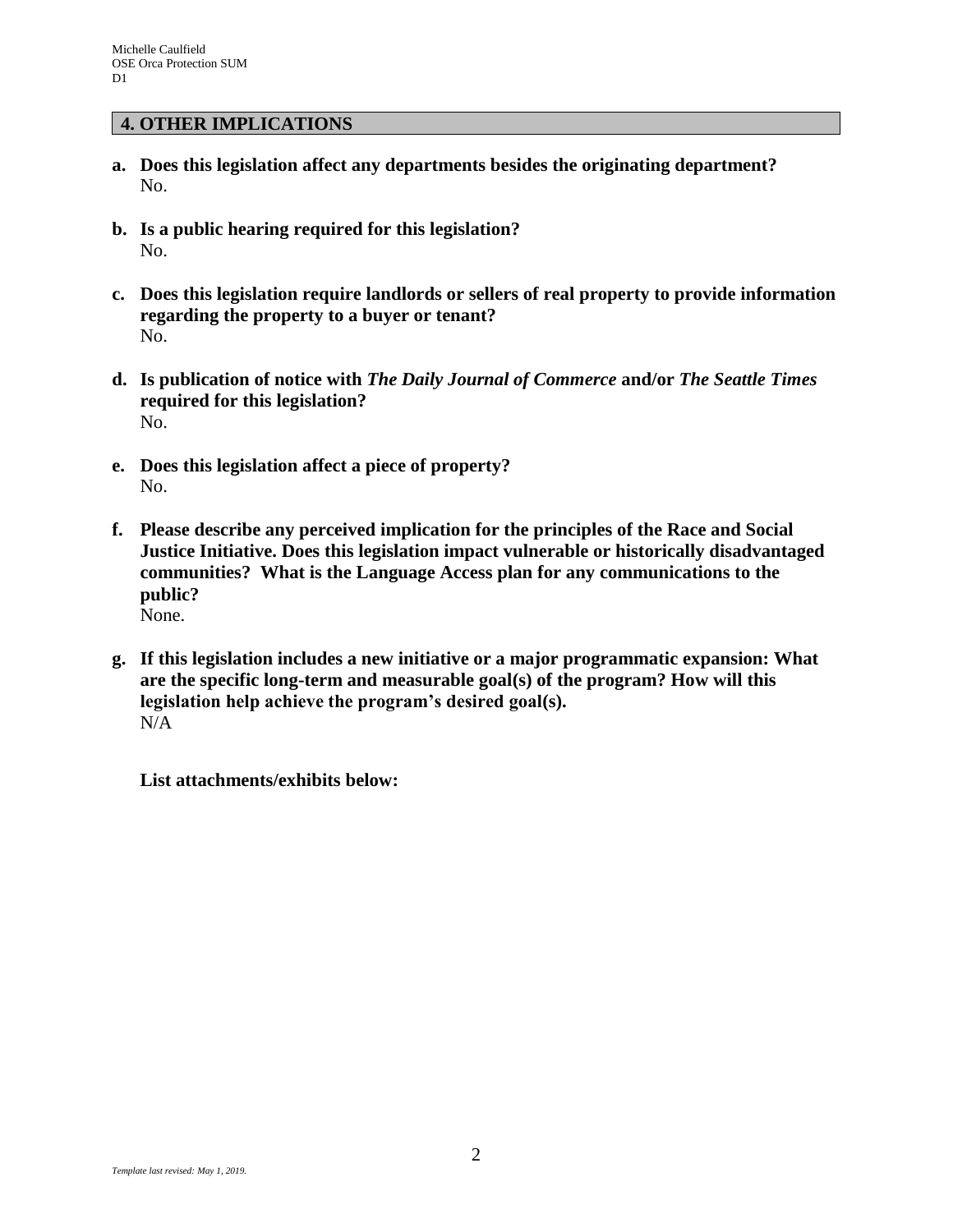## 4. OTHER IMPLICATIONS

**a. Does this legislation affect any departments besides the originating department?**
No.

**b. Is a public hearing required for this legislation?**
No.

**c. Does this legislation require landlords or sellers of real property to provide information regarding the property to a buyer or tenant?**
No.

**d. Is publication of notice with *The Daily Journal of Commerce* and/or *The Seattle Times* required for this legislation?**
No.

**e. Does this legislation affect a piece of property?**
No.

**f. Please describe any perceived implication for the principles of the Race and Social Justice Initiative. Does this legislation impact vulnerable or historically disadvantaged communities? What is the Language Access plan for any communications to the public?**
None.

**g. If this legislation includes a new initiative or a major programmatic expansion: What are the specific long-term and measurable goal(s) of the program? How will this legislation help achieve the program's desired goal(s).**
N/A

**List attachments/exhibits below:**